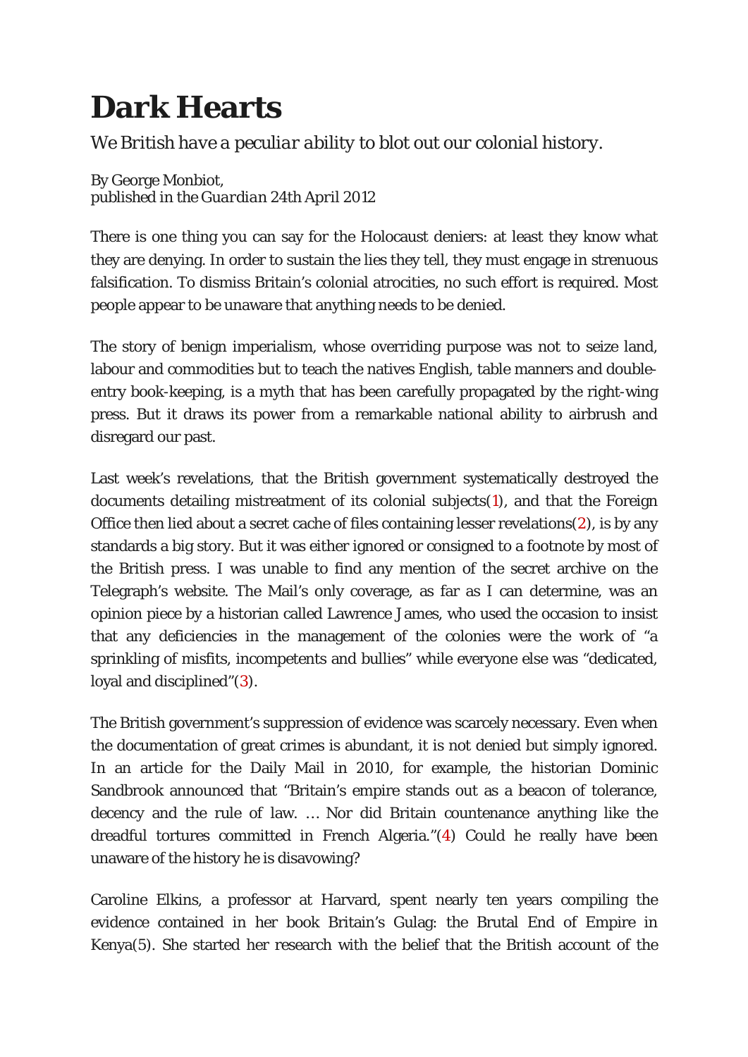# Dark Hearts

*We British have a peculiar ability to blot out our colonial history.*

By George Monbiot,
published in the *Guardian* 24th April 2012

There is one thing you can say for the Holocaust deniers: at least they know what they are denying. In order to sustain the lies they tell, they must engage in strenuous falsification. To dismiss Britain's colonial atrocities, no such effort is required. Most people appear to be unaware that anything needs to be denied.

The story of benign imperialism, whose overriding purpose was not to seize land, labour and commodities but to teach the natives English, table manners and double-entry book-keeping, is a myth that has been carefully propagated by the right-wing press. But it draws its power from a remarkable national ability to airbrush and disregard our past.

Last week's revelations, that the British government systematically destroyed the documents detailing mistreatment of its colonial subjects(1), and that the Foreign Office then lied about a secret cache of files containing lesser revelations(2), is by any standards a big story. But it was either ignored or consigned to a footnote by most of the British press. I was unable to find any mention of the secret archive on the Telegraph's website. The Mail's only coverage, as far as I can determine, was an opinion piece by a historian called Lawrence James, who used the occasion to insist that any deficiencies in the management of the colonies were the work of "a sprinkling of misfits, incompetents and bullies" while everyone else was "dedicated, loyal and disciplined"(3).

The British government's suppression of evidence was scarcely necessary. Even when the documentation of great crimes is abundant, it is not denied but simply ignored. In an article for the Daily Mail in 2010, for example, the historian Dominic Sandbrook announced that "Britain's empire stands out as a beacon of tolerance, decency and the rule of law. … Nor did Britain countenance anything like the dreadful tortures committed in French Algeria."(4) Could he really have been unaware of the history he is disavowing?

Caroline Elkins, a professor at Harvard, spent nearly ten years compiling the evidence contained in her book Britain's Gulag: the Brutal End of Empire in Kenya(5). She started her research with the belief that the British account of the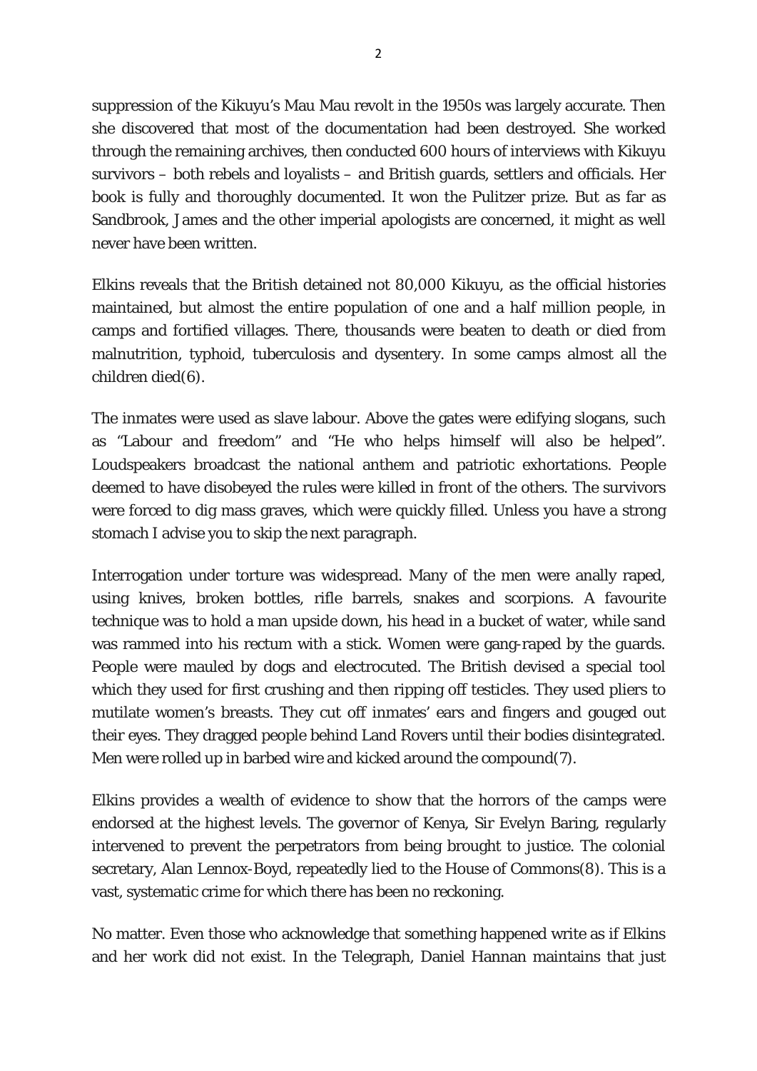suppression of the Kikuyu's Mau Mau revolt in the 1950s was largely accurate. Then she discovered that most of the documentation had been destroyed. She worked through the remaining archives, then conducted 600 hours of interviews with Kikuyu survivors – both rebels and loyalists – and British guards, settlers and officials. Her book is fully and thoroughly documented. It won the Pulitzer prize. But as far as Sandbrook, James and the other imperial apologists are concerned, it might as well never have been written.

Elkins reveals that the British detained not 80,000 Kikuyu, as the official histories maintained, but almost the entire population of one and a half million people, in camps and fortified villages. There, thousands were beaten to death or died from malnutrition, typhoid, tuberculosis and dysentery. In some camps almost all the children died(6).

The inmates were used as slave labour. Above the gates were edifying slogans, such as "Labour and freedom" and "He who helps himself will also be helped". Loudspeakers broadcast the national anthem and patriotic exhortations. People deemed to have disobeyed the rules were killed in front of the others. The survivors were forced to dig mass graves, which were quickly filled. Unless you have a strong stomach I advise you to skip the next paragraph.

Interrogation under torture was widespread. Many of the men were anally raped, using knives, broken bottles, rifle barrels, snakes and scorpions. A favourite technique was to hold a man upside down, his head in a bucket of water, while sand was rammed into his rectum with a stick. Women were gang-raped by the guards. People were mauled by dogs and electrocuted. The British devised a special tool which they used for first crushing and then ripping off testicles. They used pliers to mutilate women's breasts. They cut off inmates' ears and fingers and gouged out their eyes. They dragged people behind Land Rovers until their bodies disintegrated. Men were rolled up in barbed wire and kicked around the compound(7).

Elkins provides a wealth of evidence to show that the horrors of the camps were endorsed at the highest levels. The governor of Kenya, Sir Evelyn Baring, regularly intervened to prevent the perpetrators from being brought to justice. The colonial secretary, Alan Lennox-Boyd, repeatedly lied to the House of Commons(8). This is a vast, systematic crime for which there has been no reckoning.

No matter. Even those who acknowledge that something happened write as if Elkins and her work did not exist. In the Telegraph, Daniel Hannan maintains that just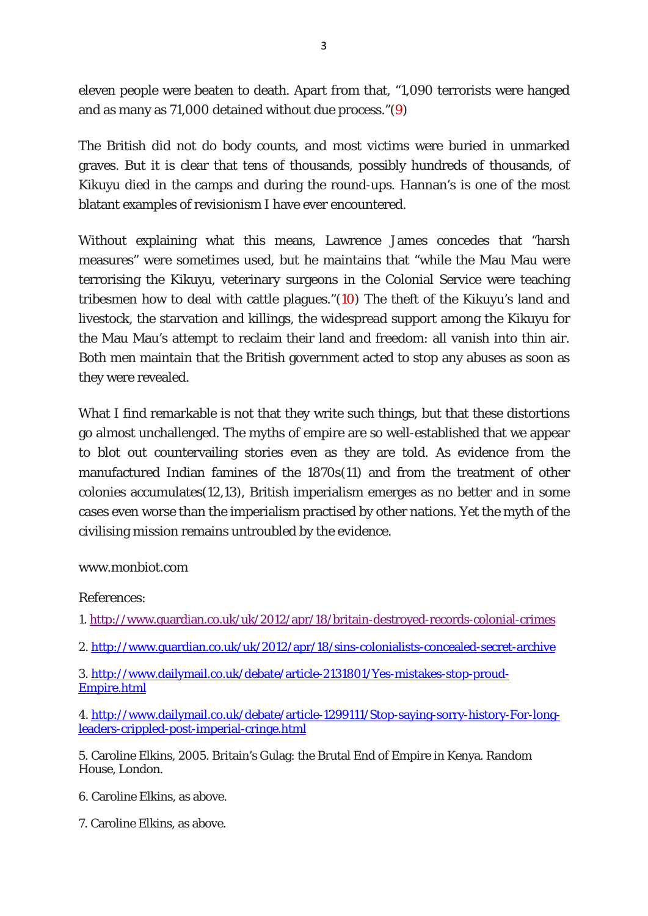eleven people were beaten to death. Apart from that, "1,090 terrorists were hanged and as many as 71,000 detained without due process."(9)

The British did not do body counts, and most victims were buried in unmarked graves. But it is clear that tens of thousands, possibly hundreds of thousands, of Kikuyu died in the camps and during the round-ups. Hannan's is one of the most blatant examples of revisionism I have ever encountered.

Without explaining what this means, Lawrence James concedes that "harsh measures" were sometimes used, but he maintains that "while the Mau Mau were terrorising the Kikuyu, veterinary surgeons in the Colonial Service were teaching tribesmen how to deal with cattle plagues."(10) The theft of the Kikuyu's land and livestock, the starvation and killings, the widespread support among the Kikuyu for the Mau Mau's attempt to reclaim their land and freedom: all vanish into thin air. Both men maintain that the British government acted to stop any abuses as soon as they were revealed.

What I find remarkable is not that they write such things, but that these distortions go almost unchallenged. The myths of empire are so well-established that we appear to blot out countervailing stories even as they are told. As evidence from the manufactured Indian famines of the 1870s(11) and from the treatment of other colonies accumulates(12,13), British imperialism emerges as no better and in some cases even worse than the imperialism practised by other nations. Yet the myth of the civilising mission remains untroubled by the evidence.

www.monbiot.com

References:

1. http://www.guardian.co.uk/uk/2012/apr/18/britain-destroyed-records-colonial-crimes

2. http://www.guardian.co.uk/uk/2012/apr/18/sins-colonialists-concealed-secret-archive

3. http://www.dailymail.co.uk/debate/article-2131801/Yes-mistakes-stop-proud-Empire.html

4. http://www.dailymail.co.uk/debate/article-1299111/Stop-saying-sorry-history-For-long-leaders-crippled-post-imperial-cringe.html

5. Caroline Elkins, 2005. Britain's Gulag: the Brutal End of Empire in Kenya. Random House, London.

6. Caroline Elkins, as above.

7. Caroline Elkins, as above.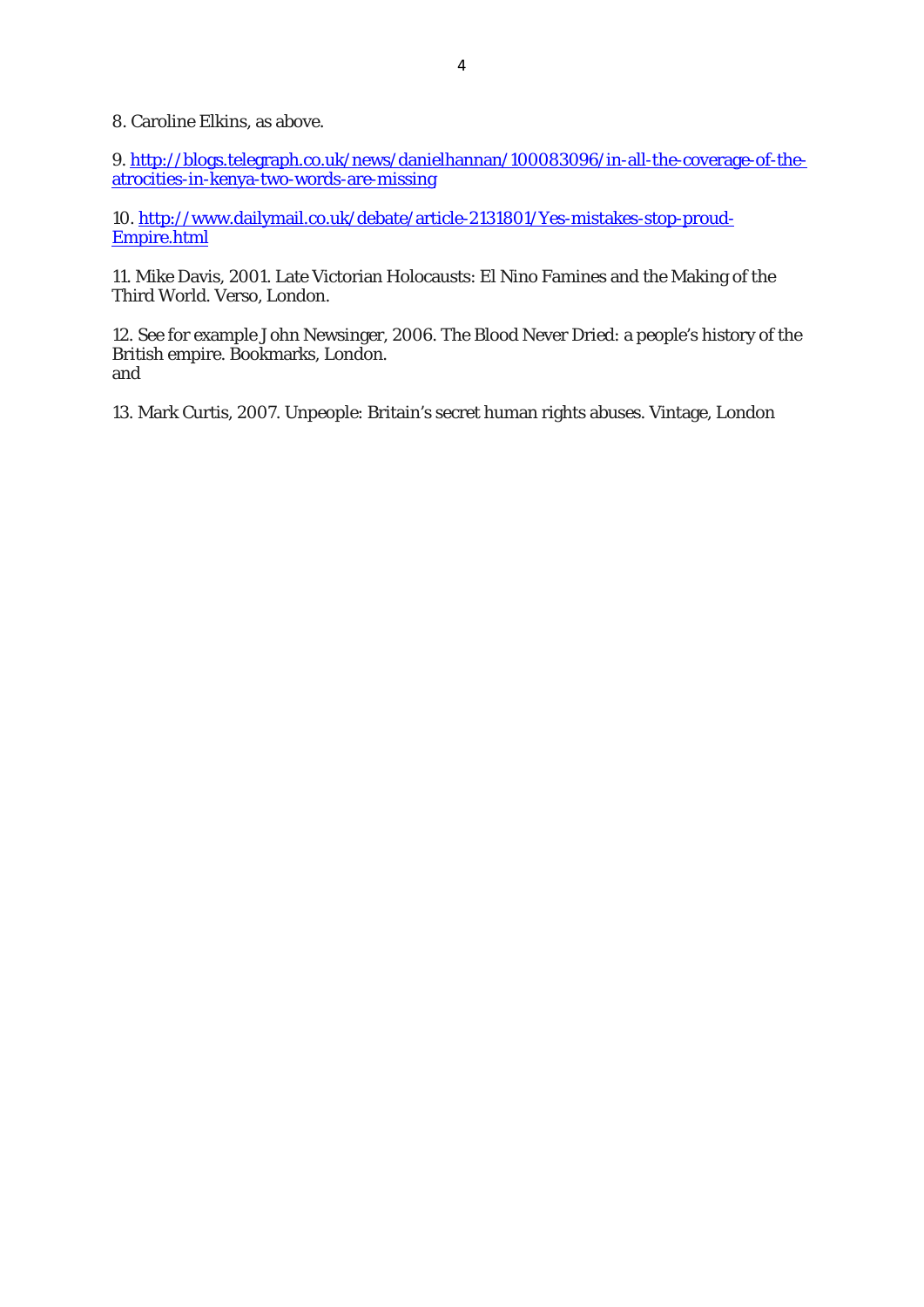8. Caroline Elkins, as above.

9. http://blogs.telegraph.co.uk/news/danielhannan/100083096/in-all-the-coverage-of-the-atrocities-in-kenya-two-words-are-missing

10. http://www.dailymail.co.uk/debate/article-2131801/Yes-mistakes-stop-proud-Empire.html

11. Mike Davis, 2001. Late Victorian Holocausts: El Nino Famines and the Making of the Third World. Verso, London.

12. See for example John Newsinger, 2006. The Blood Never Dried: a people's history of the British empire. Bookmarks, London.
and

13. Mark Curtis, 2007. Unpeople: Britain's secret human rights abuses. Vintage, London